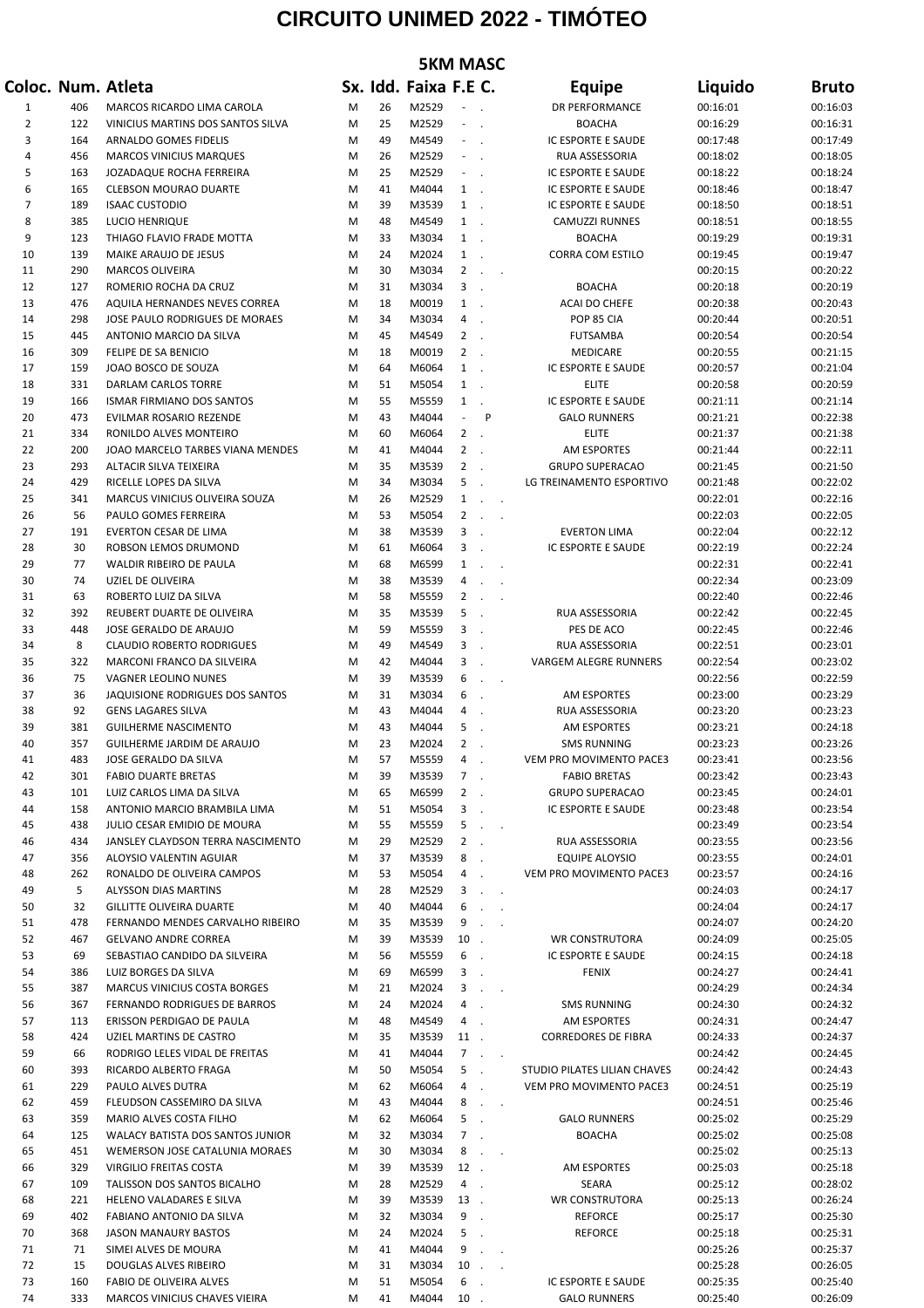# CIRCUITO UNIMED 2022 - TIMÓTEO

## 5KM MASC

| Coloc. | Num. | Atleta | Sx. | Idd. | Faixa | F.E | C. | Equipe | Liquido | Bruto |
|---|---|---|---|---|---|---|---|---|---|---|
| 1 | 406 | MARCOS RICARDO LIMA CAROLA | M | 26 | M2529 | - | . | DR PERFORMANCE | 00:16:01 | 00:16:03 |
| 2 | 122 | VINICIUS MARTINS DOS SANTOS SILVA | M | 25 | M2529 | - | . | BOACHA | 00:16:29 | 00:16:31 |
| 3 | 164 | ARNALDO GOMES FIDELIS | M | 49 | M4549 | - | . | IC ESPORTE E SAUDE | 00:17:48 | 00:17:49 |
| 4 | 456 | MARCOS VINICIUS MARQUES | M | 26 | M2529 | - | . | RUA ASSESSORIA | 00:18:02 | 00:18:05 |
| 5 | 163 | JOZADAQUE ROCHA FERREIRA | M | 25 | M2529 | - | . | IC ESPORTE E SAUDE | 00:18:22 | 00:18:24 |
| 6 | 165 | CLEBSON MOURAO DUARTE | M | 41 | M4044 | 1 | . | IC ESPORTE E SAUDE | 00:18:46 | 00:18:47 |
| 7 | 189 | ISAAC CUSTODIO | M | 39 | M3539 | 1 | . | IC ESPORTE E SAUDE | 00:18:50 | 00:18:51 |
| 8 | 385 | LUCIO HENRIQUE | M | 48 | M4549 | 1 | . | CAMUZZI RUNNES | 00:18:51 | 00:18:55 |
| 9 | 123 | THIAGO FLAVIO FRADE MOTTA | M | 33 | M3034 | 1 | . | BOACHA | 00:19:29 | 00:19:31 |
| 10 | 139 | MAIKE ARAUJO DE JESUS | M | 24 | M2024 | 1 | . | CORRA COM ESTILO | 00:19:45 | 00:19:47 |
| 11 | 290 | MARCOS OLIVEIRA | M | 30 | M3034 | 2 | . . | | 00:20:15 | 00:20:22 |
| 12 | 127 | ROMERIO ROCHA DA CRUZ | M | 31 | M3034 | 3 | . | BOACHA | 00:20:18 | 00:20:19 |
| 13 | 476 | AQUILA HERNANDES NEVES CORREA | M | 18 | M0019 | 1 | . | ACAI DO CHEFE | 00:20:38 | 00:20:43 |
| 14 | 298 | JOSE PAULO RODRIGUES DE MORAES | M | 34 | M3034 | 4 | . | POP 85 CIA | 00:20:44 | 00:20:51 |
| 15 | 445 | ANTONIO MARCIO DA SILVA | M | 45 | M4549 | 2 | . | FUTSAMBA | 00:20:54 | 00:20:54 |
| 16 | 309 | FELIPE DE SA BENICIO | M | 18 | M0019 | 2 | . | MEDICARE | 00:20:55 | 00:21:15 |
| 17 | 159 | JOAO BOSCO DE SOUZA | M | 64 | M6064 | 1 | . | IC ESPORTE E SAUDE | 00:20:57 | 00:21:04 |
| 18 | 331 | DARLAM CARLOS TORRE | M | 51 | M5054 | 1 | . | ELITE | 00:20:58 | 00:20:59 |
| 19 | 166 | ISMAR FIRMIANO DOS SANTOS | M | 55 | M5559 | 1 | . | IC ESPORTE E SAUDE | 00:21:11 | 00:21:14 |
| 20 | 473 | EVILMAR ROSARIO REZENDE | M | 43 | M4044 | - | P | GALO RUNNERS | 00:21:21 | 00:22:38 |
| 21 | 334 | RONILDO ALVES MONTEIRO | M | 60 | M6064 | 2 | . | ELITE | 00:21:37 | 00:21:38 |
| 22 | 200 | JOAO MARCELO TARBES VIANA MENDES | M | 41 | M4044 | 2 | . | AM ESPORTES | 00:21:44 | 00:22:11 |
| 23 | 293 | ALTACIR SILVA TEIXEIRA | M | 35 | M3539 | 2 | . | GRUPO SUPERACAO | 00:21:45 | 00:21:50 |
| 24 | 429 | RICELLE LOPES DA SILVA | M | 34 | M3034 | 5 | . | LG TREINAMENTO ESPORTIVO | 00:21:48 | 00:22:02 |
| 25 | 341 | MARCUS VINICIUS OLIVEIRA SOUZA | M | 26 | M2529 | 1 | . . | | 00:22:01 | 00:22:16 |
| 26 | 56 | PAULO GOMES FERREIRA | M | 53 | M5054 | 2 | . . | | 00:22:03 | 00:22:05 |
| 27 | 191 | EVERTON CESAR DE LIMA | M | 38 | M3539 | 3 | . | EVERTON LIMA | 00:22:04 | 00:22:12 |
| 28 | 30 | ROBSON LEMOS DRUMOND | M | 61 | M6064 | 3 | . | IC ESPORTE E SAUDE | 00:22:19 | 00:22:24 |
| 29 | 77 | WALDIR RIBEIRO DE PAULA | M | 68 | M6599 | 1 | . . | | 00:22:31 | 00:22:41 |
| 30 | 74 | UZIEL DE OLIVEIRA | M | 38 | M3539 | 4 | . . | | 00:22:34 | 00:23:09 |
| 31 | 63 | ROBERTO LUIZ DA SILVA | M | 58 | M5559 | 2 | . . | | 00:22:40 | 00:22:46 |
| 32 | 392 | REUBERT DUARTE DE OLIVEIRA | M | 35 | M3539 | 5 | . | RUA ASSESSORIA | 00:22:42 | 00:22:45 |
| 33 | 448 | JOSE GERALDO DE ARAUJO | M | 59 | M5559 | 3 | . | PES DE ACO | 00:22:45 | 00:22:46 |
| 34 | 8 | CLAUDIO ROBERTO RODRIGUES | M | 49 | M4549 | 3 | . | RUA ASSESSORIA | 00:22:51 | 00:23:01 |
| 35 | 322 | MARCONI FRANCO DA SILVEIRA | M | 42 | M4044 | 3 | . | VARGEM ALEGRE RUNNERS | 00:22:54 | 00:23:02 |
| 36 | 75 | VAGNER LEOLINO NUNES | M | 39 | M3539 | 6 | . . | | 00:22:56 | 00:22:59 |
| 37 | 36 | JAQUISIONE RODRIGUES DOS SANTOS | M | 31 | M3034 | 6 | . | AM ESPORTES | 00:23:00 | 00:23:29 |
| 38 | 92 | GENS LAGARES SILVA | M | 43 | M4044 | 4 | . | RUA ASSESSORIA | 00:23:20 | 00:23:23 |
| 39 | 381 | GUILHERME NASCIMENTO | M | 43 | M4044 | 5 | . | AM ESPORTES | 00:23:21 | 00:24:18 |
| 40 | 357 | GUILHERME JARDIM DE ARAUJO | M | 23 | M2024 | 2 | . | SMS RUNNING | 00:23:23 | 00:23:26 |
| 41 | 483 | JOSE GERALDO DA SILVA | M | 57 | M5559 | 4 | . | VEM PRO MOVIMENTO PACE3 | 00:23:41 | 00:23:56 |
| 42 | 301 | FABIO DUARTE BRETAS | M | 39 | M3539 | 7 | . | FABIO BRETAS | 00:23:42 | 00:23:43 |
| 43 | 101 | LUIZ CARLOS LIMA DA SILVA | M | 65 | M6599 | 2 | . | GRUPO SUPERACAO | 00:23:45 | 00:24:01 |
| 44 | 158 | ANTONIO MARCIO BRAMBILA LIMA | M | 51 | M5054 | 3 | . | IC ESPORTE E SAUDE | 00:23:48 | 00:23:54 |
| 45 | 438 | JULIO CESAR EMIDIO DE MOURA | M | 55 | M5559 | 5 | . . | | 00:23:49 | 00:23:54 |
| 46 | 434 | JANSLEY CLAYDSON TERRA NASCIMENTO | M | 29 | M2529 | 2 | . | RUA ASSESSORIA | 00:23:55 | 00:23:56 |
| 47 | 356 | ALOYSIO VALENTIN AGUIAR | M | 37 | M3539 | 8 | . | EQUIPE ALOYSIO | 00:23:55 | 00:24:01 |
| 48 | 262 | RONALDO DE OLIVEIRA CAMPOS | M | 53 | M5054 | 4 | . | VEM PRO MOVIMENTO PACE3 | 00:23:57 | 00:24:16 |
| 49 | 5 | ALYSSON DIAS MARTINS | M | 28 | M2529 | 3 | . . | | 00:24:03 | 00:24:17 |
| 50 | 32 | GILLITTE OLIVEIRA DUARTE | M | 40 | M4044 | 6 | . . | | 00:24:04 | 00:24:17 |
| 51 | 478 | FERNANDO MENDES CARVALHO RIBEIRO | M | 35 | M3539 | 9 | . . | | 00:24:07 | 00:24:20 |
| 52 | 467 | GELVANO ANDRE CORREA | M | 39 | M3539 | 10 | . | WR CONSTRUTORA | 00:24:09 | 00:25:05 |
| 53 | 69 | SEBASTIAO CANDIDO DA SILVEIRA | M | 56 | M5559 | 6 | . | IC ESPORTE E SAUDE | 00:24:15 | 00:24:18 |
| 54 | 386 | LUIZ BORGES DA SILVA | M | 69 | M6599 | 3 | . | FENIX | 00:24:27 | 00:24:41 |
| 55 | 387 | MARCUS VINICIUS COSTA BORGES | M | 21 | M2024 | 3 | . . | | 00:24:29 | 00:24:34 |
| 56 | 367 | FERNANDO RODRIGUES DE BARROS | M | 24 | M2024 | 4 | . | SMS RUNNING | 00:24:30 | 00:24:32 |
| 57 | 113 | ERISSON PERDIGAO DE PAULA | M | 48 | M4549 | 4 | . | AM ESPORTES | 00:24:31 | 00:24:47 |
| 58 | 424 | UZIEL MARTINS DE CASTRO | M | 35 | M3539 | 11 | . | CORREDORES DE FIBRA | 00:24:33 | 00:24:37 |
| 59 | 66 | RODRIGO LELES VIDAL DE FREITAS | M | 41 | M4044 | 7 | . . | | 00:24:42 | 00:24:45 |
| 60 | 393 | RICARDO ALBERTO FRAGA | M | 50 | M5054 | 5 | . | STUDIO PILATES LILIAN CHAVES | 00:24:42 | 00:24:43 |
| 61 | 229 | PAULO ALVES DUTRA | M | 62 | M6064 | 4 | . | VEM PRO MOVIMENTO PACE3 | 00:24:51 | 00:25:19 |
| 62 | 459 | FLEUDSON CASSEMIRO DA SILVA | M | 43 | M4044 | 8 | . . | | 00:24:51 | 00:25:46 |
| 63 | 359 | MARIO ALVES COSTA FILHO | M | 62 | M6064 | 5 | . | GALO RUNNERS | 00:25:02 | 00:25:29 |
| 64 | 125 | WALACY BATISTA DOS SANTOS JUNIOR | M | 32 | M3034 | 7 | . | BOACHA | 00:25:02 | 00:25:08 |
| 65 | 451 | WEMERSON JOSE CATALUNIA MORAES | M | 30 | M3034 | 8 | . . | | 00:25:02 | 00:25:13 |
| 66 | 329 | VIRGILIO FREITAS COSTA | M | 39 | M3539 | 12 | . | AM ESPORTES | 00:25:03 | 00:25:18 |
| 67 | 109 | TALISSON DOS SANTOS BICALHO | M | 28 | M2529 | 4 | . | SEARA | 00:25:12 | 00:28:02 |
| 68 | 221 | HELENO VALADARES E SILVA | M | 39 | M3539 | 13 | . | WR CONSTRUTORA | 00:25:13 | 00:26:24 |
| 69 | 402 | FABIANO ANTONIO DA SILVA | M | 32 | M3034 | 9 | . | REFORCE | 00:25:17 | 00:25:30 |
| 70 | 368 | JASON MANAURY BASTOS | M | 24 | M2024 | 5 | . | REFORCE | 00:25:18 | 00:25:31 |
| 71 | 71 | SIMEI ALVES DE MOURA | M | 41 | M4044 | 9 | . . | | 00:25:26 | 00:25:37 |
| 72 | 15 | DOUGLAS ALVES RIBEIRO | M | 31 | M3034 | 10 | . . | | 00:25:28 | 00:26:05 |
| 73 | 160 | FABIO DE OLIVEIRA ALVES | M | 51 | M5054 | 6 | . | IC ESPORTE E SAUDE | 00:25:35 | 00:25:40 |
| 74 | 333 | MARCOS VINICIUS CHAVES VIEIRA | M | 41 | M4044 | 10 | . | GALO RUNNERS | 00:25:40 | 00:26:09 |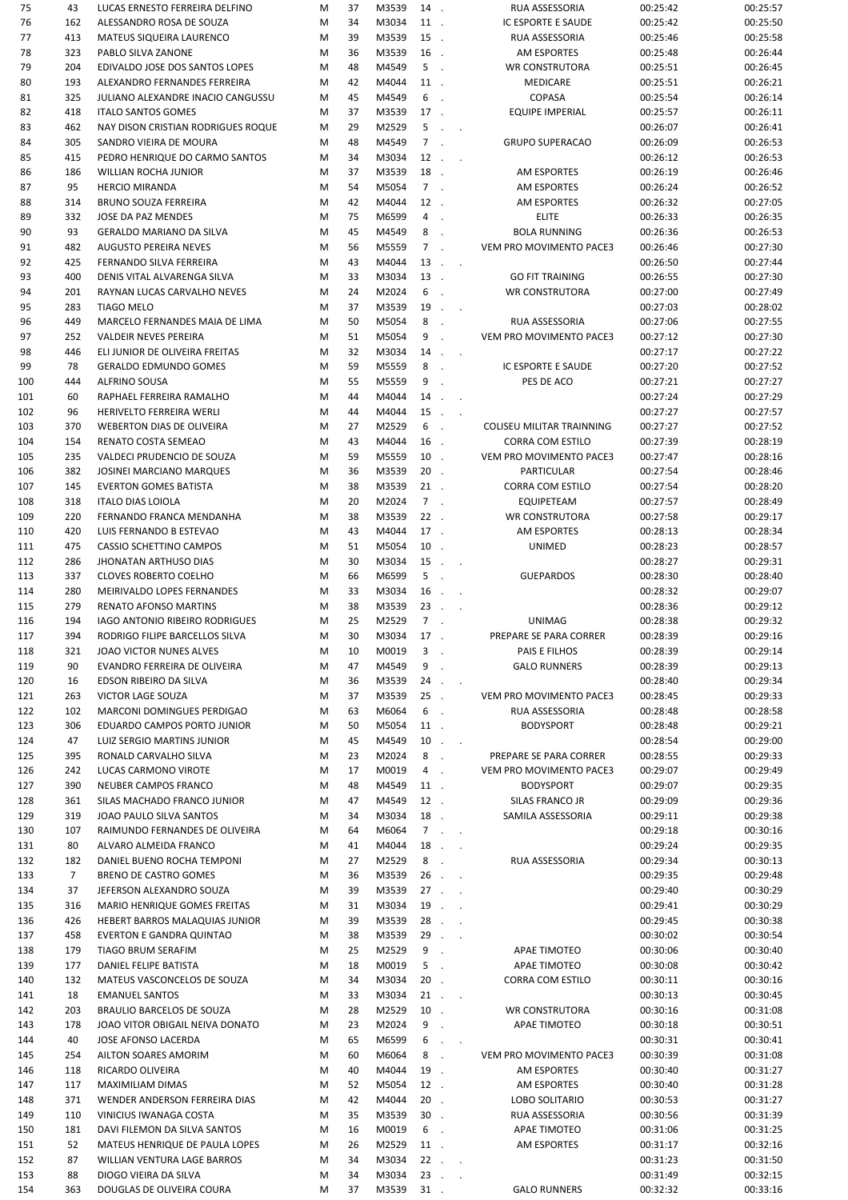| | | | | | | | | | | |
|---|---|---|---|---|---|---|---|---|---|---|
| 75 | 43 | LUCAS ERNESTO FERREIRA DELFINO | M | 37 | M3539 | 14 . | | RUA ASSESSORIA | 00:25:42 | 00:25:57 |
| 76 | 162 | ALESSANDRO ROSA DE SOUZA | M | 34 | M3034 | 11 . | | IC ESPORTE E SAUDE | 00:25:42 | 00:25:50 |
| 77 | 413 | MATEUS SIQUEIRA LAURENCO | M | 39 | M3539 | 15 . | | RUA ASSESSORIA | 00:25:46 | 00:25:58 |
| 78 | 323 | PABLO SILVA ZANONE | M | 36 | M3539 | 16 . | | AM ESPORTES | 00:25:48 | 00:26:44 |
| 79 | 204 | EDIVALDO JOSE DOS SANTOS LOPES | M | 48 | M4549 | 5 . | | WR CONSTRUTORA | 00:25:51 | 00:26:45 |
| 80 | 193 | ALEXANDRO FERNANDES FERREIRA | M | 42 | M4044 | 11 . | | MEDICARE | 00:25:51 | 00:26:21 |
| 81 | 325 | JULIANO ALEXANDRE INACIO CANGUSSU | M | 45 | M4549 | 6 . | | COPASA | 00:25:54 | 00:26:14 |
| 82 | 418 | ITALO SANTOS GOMES | M | 37 | M3539 | 17 . | | EQUIPE IMPERIAL | 00:25:57 | 00:26:11 |
| 83 | 462 | NAY DISON CRISTIAN RODRIGUES ROQUE | M | 29 | M2529 | 5 . | . | | 00:26:07 | 00:26:41 |
| 84 | 305 | SANDRO VIEIRA DE MOURA | M | 48 | M4549 | 7 . | | GRUPO SUPERACAO | 00:26:09 | 00:26:53 |
| 85 | 415 | PEDRO HENRIQUE DO CARMO SANTOS | M | 34 | M3034 | 12 . | . | | 00:26:12 | 00:26:53 |
| 86 | 186 | WILLIAN ROCHA JUNIOR | M | 37 | M3539 | 18 . | | AM ESPORTES | 00:26:19 | 00:26:46 |
| 87 | 95 | HERCIO MIRANDA | M | 54 | M5054 | 7 . | | AM ESPORTES | 00:26:24 | 00:26:52 |
| 88 | 314 | BRUNO SOUZA FERREIRA | M | 42 | M4044 | 12 . | | AM ESPORTES | 00:26:32 | 00:27:05 |
| 89 | 332 | JOSE DA PAZ MENDES | M | 75 | M6599 | 4 . | | ELITE | 00:26:33 | 00:26:35 |
| 90 | 93 | GERALDO MARIANO DA SILVA | M | 45 | M4549 | 8 . | | BOLA RUNNING | 00:26:36 | 00:26:53 |
| 91 | 482 | AUGUSTO PEREIRA NEVES | M | 56 | M5559 | 7 . | | VEM PRO MOVIMENTO PACE3 | 00:26:46 | 00:27:30 |
| 92 | 425 | FERNANDO SILVA FERREIRA | M | 43 | M4044 | 13 . | . | | 00:26:50 | 00:27:44 |
| 93 | 400 | DENIS VITAL ALVARENGA SILVA | M | 33 | M3034 | 13 . | | GO FIT TRAINING | 00:26:55 | 00:27:30 |
| 94 | 201 | RAYNAN LUCAS CARVALHO NEVES | M | 24 | M2024 | 6 . | | WR CONSTRUTORA | 00:27:00 | 00:27:49 |
| 95 | 283 | TIAGO MELO | M | 37 | M3539 | 19 . | . | | 00:27:03 | 00:28:02 |
| 96 | 449 | MARCELO FERNANDES MAIA DE LIMA | M | 50 | M5054 | 8 . | | RUA ASSESSORIA | 00:27:06 | 00:27:55 |
| 97 | 252 | VALDEIR NEVES PEREIRA | M | 51 | M5054 | 9 . | | VEM PRO MOVIMENTO PACE3 | 00:27:12 | 00:27:30 |
| 98 | 446 | ELI JUNIOR DE OLIVEIRA FREITAS | M | 32 | M3034 | 14 . | . | | 00:27:17 | 00:27:22 |
| 99 | 78 | GERALDO EDMUNDO GOMES | M | 59 | M5559 | 8 . | | IC ESPORTE E SAUDE | 00:27:20 | 00:27:52 |
| 100 | 444 | ALFRINO SOUSA | M | 55 | M5559 | 9 . | | PES DE ACO | 00:27:21 | 00:27:27 |
| 101 | 60 | RAPHAEL FERREIRA RAMALHO | M | 44 | M4044 | 14 . | . | | 00:27:24 | 00:27:29 |
| 102 | 96 | HERIVELTO FERREIRA WERLI | M | 44 | M4044 | 15 . | . | | 00:27:27 | 00:27:57 |
| 103 | 370 | WEBERTON DIAS DE OLIVEIRA | M | 27 | M2529 | 6 . | | COLISEU MILITAR TRAINNING | 00:27:27 | 00:27:52 |
| 104 | 154 | RENATO COSTA SEMEAO | M | 43 | M4044 | 16 . | | CORRA COM ESTILO | 00:27:39 | 00:28:19 |
| 105 | 235 | VALDECI PRUDENCIO DE SOUZA | M | 59 | M5559 | 10 . | | VEM PRO MOVIMENTO PACE3 | 00:27:47 | 00:28:16 |
| 106 | 382 | JOSINEI MARCIANO MARQUES | M | 36 | M3539 | 20 . | | PARTICULAR | 00:27:54 | 00:28:46 |
| 107 | 145 | EVERTON GOMES BATISTA | M | 38 | M3539 | 21 . | | CORRA COM ESTILO | 00:27:54 | 00:28:20 |
| 108 | 318 | ITALO DIAS LOIOLA | M | 20 | M2024 | 7 . | | EQUIPETEAM | 00:27:57 | 00:28:49 |
| 109 | 220 | FERNANDO FRANCA MENDANHA | M | 38 | M3539 | 22 . | | WR CONSTRUTORA | 00:27:58 | 00:29:17 |
| 110 | 420 | LUIS FERNANDO B ESTEVAO | M | 43 | M4044 | 17 . | | AM ESPORTES | 00:28:13 | 00:28:34 |
| 111 | 475 | CASSIO SCHETTINO CAMPOS | M | 51 | M5054 | 10 . | | UNIMED | 00:28:23 | 00:28:57 |
| 112 | 286 | JHONATAN ARTHUSO DIAS | M | 30 | M3034 | 15 . | . | | 00:28:27 | 00:29:31 |
| 113 | 337 | CLOVES ROBERTO COELHO | M | 66 | M6599 | 5 . | | GUEPARDOS | 00:28:30 | 00:28:40 |
| 114 | 280 | MEIRIVALDO LOPES FERNANDES | M | 33 | M3034 | 16 . | . | | 00:28:32 | 00:29:07 |
| 115 | 279 | RENATO AFONSO MARTINS | M | 38 | M3539 | 23 . | . | | 00:28:36 | 00:29:12 |
| 116 | 194 | IAGO ANTONIO RIBEIRO RODRIGUES | M | 25 | M2529 | 7 . | | UNIMAG | 00:28:38 | 00:29:32 |
| 117 | 394 | RODRIGO FILIPE BARCELLOS SILVA | M | 30 | M3034 | 17 . | | PREPARE SE PARA CORRER | 00:28:39 | 00:29:16 |
| 118 | 321 | JOAO VICTOR NUNES ALVES | M | 10 | M0019 | 3 . | | PAIS E FILHOS | 00:28:39 | 00:29:14 |
| 119 | 90 | EVANDRO FERREIRA DE OLIVEIRA | M | 47 | M4549 | 9 . | | GALO RUNNERS | 00:28:39 | 00:29:13 |
| 120 | 16 | EDSON RIBEIRO DA SILVA | M | 36 | M3539 | 24 . | . | | 00:28:40 | 00:29:34 |
| 121 | 263 | VICTOR LAGE SOUZA | M | 37 | M3539 | 25 . | | VEM PRO MOVIMENTO PACE3 | 00:28:45 | 00:29:33 |
| 122 | 102 | MARCONI DOMINGUES PERDIGAO | M | 63 | M6064 | 6 . | | RUA ASSESSORIA | 00:28:48 | 00:28:58 |
| 123 | 306 | EDUARDO CAMPOS PORTO JUNIOR | M | 50 | M5054 | 11 . | | BODYSPORT | 00:28:48 | 00:29:21 |
| 124 | 47 | LUIZ SERGIO MARTINS JUNIOR | M | 45 | M4549 | 10 . | . | | 00:28:54 | 00:29:00 |
| 125 | 395 | RONALD CARVALHO SILVA | M | 23 | M2024 | 8 . | | PREPARE SE PARA CORRER | 00:28:55 | 00:29:33 |
| 126 | 242 | LUCAS CARMONO VIROTE | M | 17 | M0019 | 4 . | | VEM PRO MOVIMENTO PACE3 | 00:29:07 | 00:29:49 |
| 127 | 390 | NEUBER CAMPOS FRANCO | M | 48 | M4549 | 11 . | | BODYSPORT | 00:29:07 | 00:29:35 |
| 128 | 361 | SILAS MACHADO FRANCO JUNIOR | M | 47 | M4549 | 12 . | | SILAS FRANCO JR | 00:29:09 | 00:29:36 |
| 129 | 319 | JOAO PAULO SILVA SANTOS | M | 34 | M3034 | 18 . | | SAMILA ASSESSORIA | 00:29:11 | 00:29:38 |
| 130 | 107 | RAIMUNDO FERNANDES DE OLIVEIRA | M | 64 | M6064 | 7 . | . | | 00:29:18 | 00:30:16 |
| 131 | 80 | ALVARO ALMEIDA FRANCO | M | 41 | M4044 | 18 . | . | | 00:29:24 | 00:29:35 |
| 132 | 182 | DANIEL BUENO ROCHA TEMPONI | M | 27 | M2529 | 8 . | | RUA ASSESSORIA | 00:29:34 | 00:30:13 |
| 133 | 7 | BRENO DE CASTRO GOMES | M | 36 | M3539 | 26 . | . | | 00:29:35 | 00:29:48 |
| 134 | 37 | JEFERSON ALEXANDRO SOUZA | M | 39 | M3539 | 27 . | . | | 00:29:40 | 00:30:29 |
| 135 | 316 | MARIO HENRIQUE GOMES FREITAS | M | 31 | M3034 | 19 . | . | | 00:29:41 | 00:30:29 |
| 136 | 426 | HEBERT BARROS MALAQUIAS JUNIOR | M | 39 | M3539 | 28 . | . | | 00:29:45 | 00:30:38 |
| 137 | 458 | EVERTON E GANDRA QUINTAO | M | 38 | M3539 | 29 . | . | | 00:30:02 | 00:30:54 |
| 138 | 179 | TIAGO BRUM SERAFIM | M | 25 | M2529 | 9 . | | APAE TIMOTEO | 00:30:06 | 00:30:40 |
| 139 | 177 | DANIEL FELIPE BATISTA | M | 18 | M0019 | 5 . | | APAE TIMOTEO | 00:30:08 | 00:30:42 |
| 140 | 132 | MATEUS VASCONCELOS DE SOUZA | M | 34 | M3034 | 20 . | | CORRA COM ESTILO | 00:30:11 | 00:30:16 |
| 141 | 18 | EMANUEL SANTOS | M | 33 | M3034 | 21 . | . | | 00:30:13 | 00:30:45 |
| 142 | 203 | BRAULIO BARCELOS DE SOUZA | M | 28 | M2529 | 10 . | | WR CONSTRUTORA | 00:30:16 | 00:31:08 |
| 143 | 178 | JOAO VITOR OBIGAIL NEIVA DONATO | M | 23 | M2024 | 9 . | | APAE TIMOTEO | 00:30:18 | 00:30:51 |
| 144 | 40 | JOSE AFONSO LACERDA | M | 65 | M6599 | 6 . | . | | 00:30:31 | 00:30:41 |
| 145 | 254 | AILTON SOARES AMORIM | M | 60 | M6064 | 8 . | | VEM PRO MOVIMENTO PACE3 | 00:30:39 | 00:31:08 |
| 146 | 118 | RICARDO OLIVEIRA | M | 40 | M4044 | 19 . | | AM ESPORTES | 00:30:40 | 00:31:27 |
| 147 | 117 | MAXIMILIAM DIMAS | M | 52 | M5054 | 12 . | | AM ESPORTES | 00:30:40 | 00:31:28 |
| 148 | 371 | WENDER ANDERSON FERREIRA DIAS | M | 42 | M4044 | 20 . | | LOBO SOLITARIO | 00:30:53 | 00:31:27 |
| 149 | 110 | VINICIUS IWANAGA COSTA | M | 35 | M3539 | 30 . | | RUA ASSESSORIA | 00:30:56 | 00:31:39 |
| 150 | 181 | DAVI FILEMON DA SILVA SANTOS | M | 16 | M0019 | 6 . | | APAE TIMOTEO | 00:31:06 | 00:31:25 |
| 151 | 52 | MATEUS HENRIQUE DE PAULA LOPES | M | 26 | M2529 | 11 . | | AM ESPORTES | 00:31:17 | 00:32:16 |
| 152 | 87 | WILLIAN VENTURA LAGE BARROS | M | 34 | M3034 | 22 . | . | | 00:31:23 | 00:31:50 |
| 153 | 88 | DIOGO VIEIRA DA SILVA | M | 34 | M3034 | 23 . | . | | 00:31:49 | 00:32:15 |
| 154 | 363 | DOUGLAS DE OLIVEIRA COURA | M | 37 | M3539 | 31 . | | GALO RUNNERS | 00:32:32 | 00:33:16 |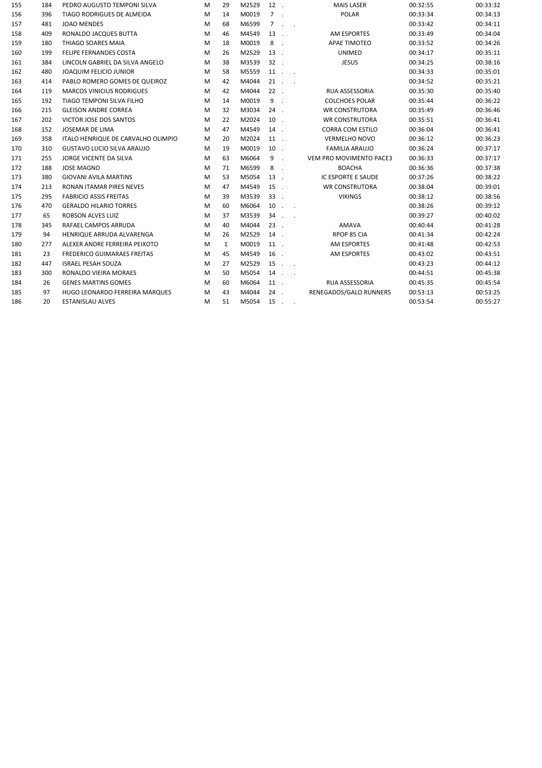| | | | | | | | | | |
|---|---|---|---|---|---|---|---|---|---|
| 155 | 184 | PEDRO AUGUSTO TEMPONI SILVA | M | 29 | M2529 | 12 . | MAIS LASER | 00:32:55 | 00:33:32 |
| 156 | 396 | TIAGO RODRIGUES DE ALMEIDA | M | 14 | M0019 | 7 . | POLAR | 00:33:34 | 00:34:13 |
| 157 | 481 | JOAO MENDES | M | 68 | M6599 | 7 . . | | 00:33:42 | 00:34:11 |
| 158 | 409 | RONALDO JACQUES BUTTA | M | 46 | M4549 | 13 . | AM ESPORTES | 00:33:49 | 00:34:04 |
| 159 | 180 | THIAGO SOARES MAIA | M | 18 | M0019 | 8 . | APAE TIMOTEO | 00:33:52 | 00:34:26 |
| 160 | 199 | FELIPE FERNANDES COSTA | M | 26 | M2529 | 13 . | UNIMED | 00:34:17 | 00:35:11 |
| 161 | 384 | LINCOLN GABRIEL DA SILVA ANGELO | M | 38 | M3539 | 32 . | JESUS | 00:34:25 | 00:38:16 |
| 162 | 480 | JOAQUIM FELICIO JUNIOR | M | 58 | M5559 | 11 . . | | 00:34:33 | 00:35:01 |
| 163 | 414 | PABLO ROMERO GOMES DE QUEIROZ | M | 42 | M4044 | 21 . . | | 00:34:52 | 00:35:21 |
| 164 | 119 | MARCOS VINICIUS RODRIGUES | M | 42 | M4044 | 22 . | RUA ASSESSORIA | 00:35:30 | 00:35:40 |
| 165 | 192 | TIAGO TEMPONI SILVA FILHO | M | 14 | M0019 | 9 . | COLCHOES POLAR | 00:35:44 | 00:36:22 |
| 166 | 215 | GLEISON ANDRE CORREA | M | 32 | M3034 | 24 . | WR CONSTRUTORA | 00:35:49 | 00:36:46 |
| 167 | 202 | VICTOR JOSE DOS SANTOS | M | 22 | M2024 | 10 . | WR CONSTRUTORA | 00:35:51 | 00:36:41 |
| 168 | 152 | JOSEMAR DE LIMA | M | 47 | M4549 | 14 . | CORRA COM ESTILO | 00:36:04 | 00:36:41 |
| 169 | 358 | ITALO HENRIQUE DE CARVALHO OLIMPIO | M | 20 | M2024 | 11 . | VERMELHO NOVO | 00:36:12 | 00:36:23 |
| 170 | 310 | GUSTAVO LUCIO SILVA ARAUJO | M | 19 | M0019 | 10 . | FAMILIA ARAUJO | 00:36:24 | 00:37:17 |
| 171 | 255 | JORGE VICENTE DA SILVA | M | 63 | M6064 | 9 . | VEM PRO MOVIMENTO PACE3 | 00:36:33 | 00:37:17 |
| 172 | 188 | JOSE MAGNO | M | 71 | M6599 | 8 . | BOACHA | 00:36:36 | 00:37:38 |
| 173 | 380 | GIOVANI AVILA MARTINS | M | 53 | M5054 | 13 . | IC ESPORTE E SAUDE | 00:37:26 | 00:38:22 |
| 174 | 213 | RONAN ITAMAR PIRES NEVES | M | 47 | M4549 | 15 . | WR CONSTRUTORA | 00:38:04 | 00:39:01 |
| 175 | 295 | FABRICIO ASSIS FREITAS | M | 39 | M3539 | 33 . | VIKINGS | 00:38:12 | 00:38:56 |
| 176 | 470 | GERALDO HILARIO TORRES | M | 60 | M6064 | 10 . . | | 00:38:26 | 00:39:12 |
| 177 | 65 | ROBSON ALVES LUIZ | M | 37 | M3539 | 34 . . | | 00:39:27 | 00:40:02 |
| 178 | 345 | RAFAEL CAMPOS ARRUDA | M | 40 | M4044 | 23 . | AMAVA | 00:40:44 | 00:41:28 |
| 179 | 94 | HENRIQUE ARRUDA ALVARENGA | M | 26 | M2529 | 14 . | RPOP 85 CIA | 00:41:34 | 00:42:24 |
| 180 | 277 | ALEXER ANDRE FERREIRA PEIXOTO | M | 1 | M0019 | 11 . | AM ESPORTES | 00:41:48 | 00:42:53 |
| 181 | 23 | FREDERICO GUIMARAES FREITAS | M | 45 | M4549 | 16 . | AM ESPORTES | 00:43:02 | 00:43:51 |
| 182 | 447 | ISRAEL PESAH SOUZA | M | 27 | M2529 | 15 . . | | 00:43:23 | 00:44:12 |
| 183 | 300 | RONALDO VIEIRA MORAES | M | 50 | M5054 | 14 . . | | 00:44:51 | 00:45:38 |
| 184 | 26 | GENES MARTINS GOMES | M | 60 | M6064 | 11 . | RUA ASSESSORIA | 00:45:35 | 00:45:54 |
| 185 | 97 | HUGO LEONARDO FERREIRA MARQUES | M | 43 | M4044 | 24 . | RENEGADOS/GALO RUNNERS | 00:53:13 | 00:53:25 |
| 186 | 20 | ESTANISLAU ALVES | M | 51 | M5054 | 15 . . | | 00:53:54 | 00:55:27 |